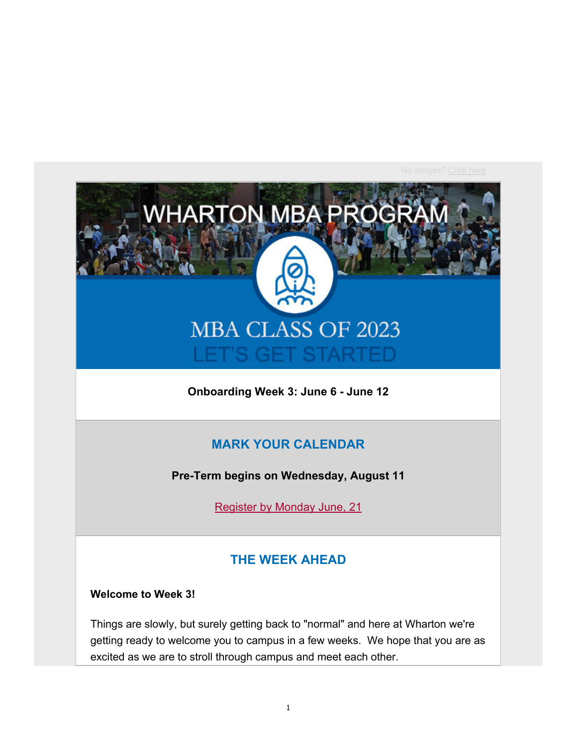No images? Click here

WHARTON MBA PROGRAM

MBA CLASS OF 2023

LET'S GET STARTED

**Onboarding Week 3: June 6 - June 12**

## MARK YOUR CALENDAR

**Pre-Term begins on Wednesday, August 11**

Register by Monday June, 21

## THE WEEK AHEAD

**Welcome to Week 3!**

Things are slowly, but surely getting back to "normal" and here at Wharton we're getting ready to welcome you to campus in a few weeks. We hope that you are as excited as we are to stroll through campus and meet each other.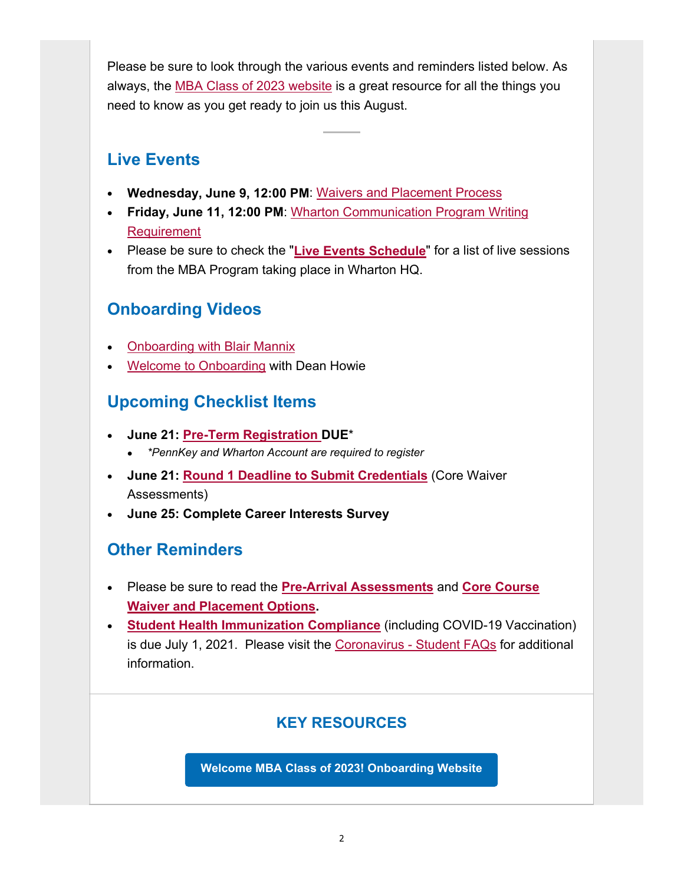Please be sure to look through the various events and reminders listed below. As always, the MBA Class of 2023 website is a great resource for all the things you need to know as you get ready to join us this August.

---

## Live Events

- **Wednesday, June 9, 12:00 PM**: Waivers and Placement Process
- **Friday, June 11, 12:00 PM**: Wharton Communication Program Writing Requirement
- Please be sure to check the "**Live Events Schedule**" for a list of live sessions from the MBA Program taking place in Wharton HQ.

## Onboarding Videos

- Onboarding with Blair Mannix
- Welcome to Onboarding with Dean Howie

## Upcoming Checklist Items

- **June 21: Pre-Term Registration DUE***
  - **PennKey and Wharton Account are required to register*
- **June 21: Round 1 Deadline to Submit Credentials** (Core Waiver Assessments)
- **June 25: Complete Career Interests Survey**

## Other Reminders

- Please be sure to read the **Pre-Arrival Assessments** and **Core Course Waiver and Placement Options**.
- **Student Health Immunization Compliance** (including COVID-19 Vaccination) is due July 1, 2021. Please visit the Coronavirus - Student FAQs for additional information.

---

### KEY RESOURCES

**Welcome MBA Class of 2023! Onboarding Website**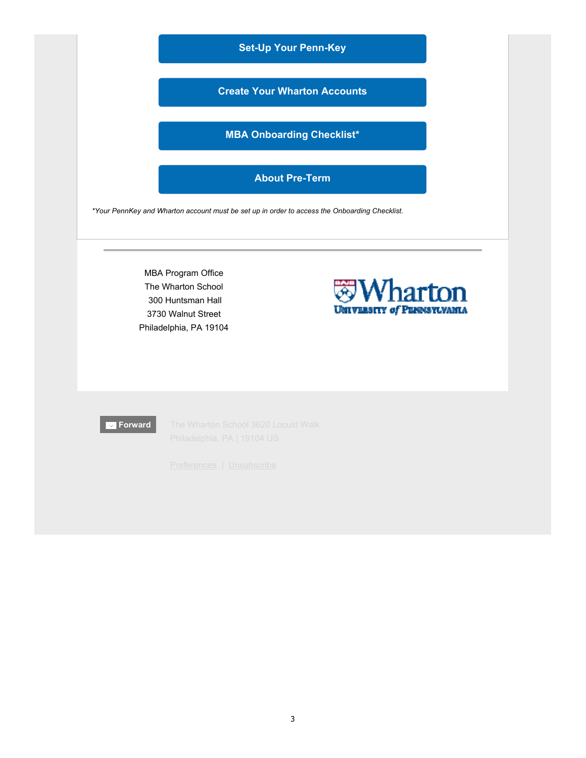**Set-Up Your Penn-Key**

**Create Your Wharton Accounts**

**MBA Onboarding Checklist***

**About Pre-Term**

*\*Your PennKey and Wharton account must be set up in order to access the Onboarding Checklist.*

---

MBA Program Office
The Wharton School
300 Huntsman Hall
3730 Walnut Street
Philadelphia, PA 19104

Wharton
University of Pennsylvania

Forward

The Wharton School 3620 Locust Walk
Philadelphia, PA | 19104 US

Preferences | Unsubscribe